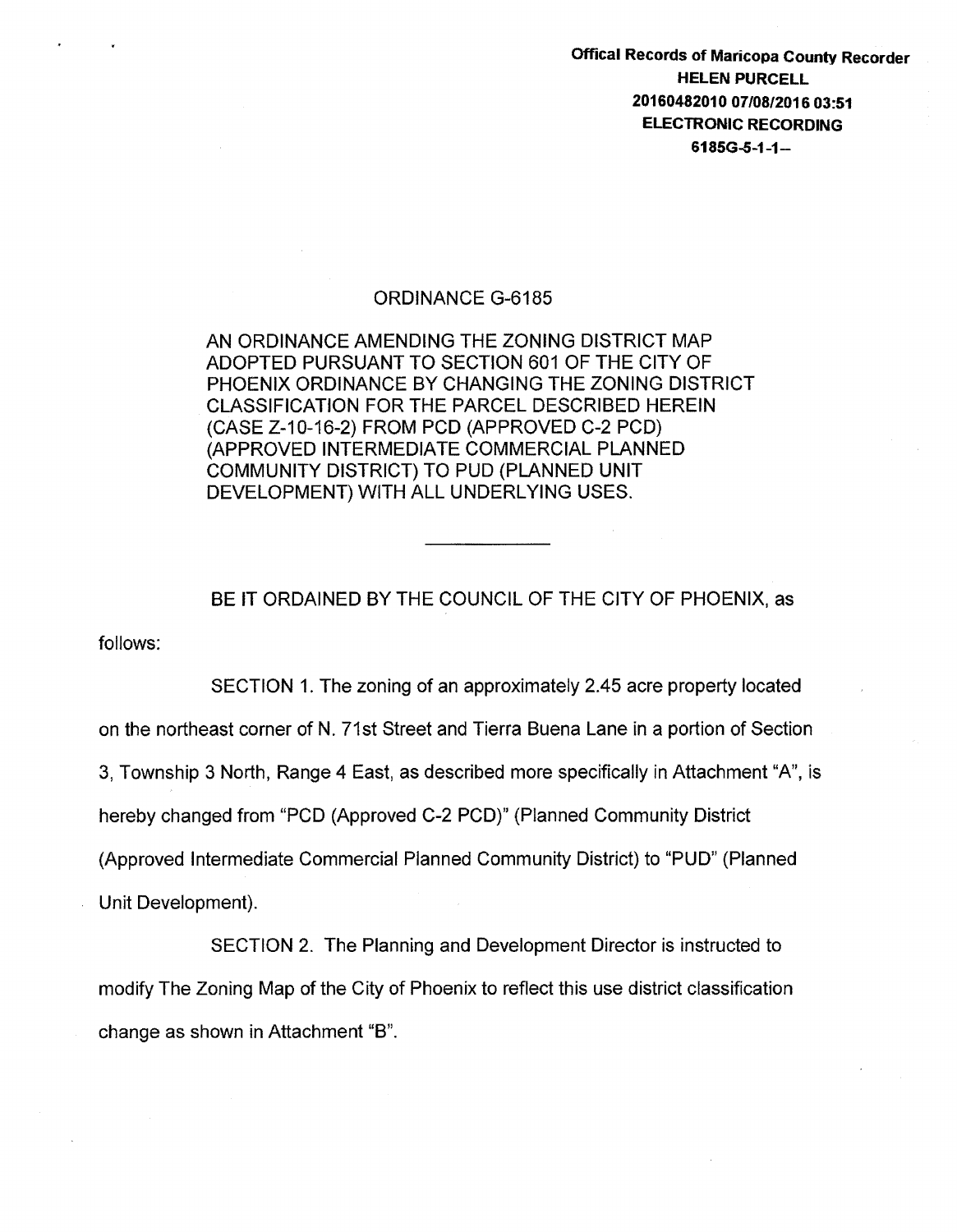**Offical Records of Maricopa County Recorder**
**HELEN PURCELL**
**20160482010 07/08/2016 03:51**
**ELECTRONIC RECORDING**
**6185G-5-1-1--**

# ORDINANCE G-6185

AN ORDINANCE AMENDING THE ZONING DISTRICT MAP ADOPTED PURSUANT TO SECTION 601 OF THE CITY OF PHOENIX ORDINANCE BY CHANGING THE ZONING DISTRICT CLASSIFICATION FOR THE PARCEL DESCRIBED HEREIN (CASE Z-10-16-2) FROM PCD (APPROVED C-2 PCD) (APPROVED INTERMEDIATE COMMERCIAL PLANNED COMMUNITY DISTRICT) TO PUD (PLANNED UNIT DEVELOPMENT) WITH ALL UNDERLYING USES.

---

BE IT ORDAINED BY THE COUNCIL OF THE CITY OF PHOENIX, as follows:

SECTION 1. The zoning of an approximately 2.45 acre property located on the northeast corner of N. 71st Street and Tierra Buena Lane in a portion of Section 3, Township 3 North, Range 4 East, as described more specifically in Attachment "A", is hereby changed from "PCD (Approved C-2 PCD)" (Planned Community District (Approved Intermediate Commercial Planned Community District) to "PUD" (Planned Unit Development).

SECTION 2. The Planning and Development Director is instructed to modify The Zoning Map of the City of Phoenix to reflect this use district classification change as shown in Attachment "B".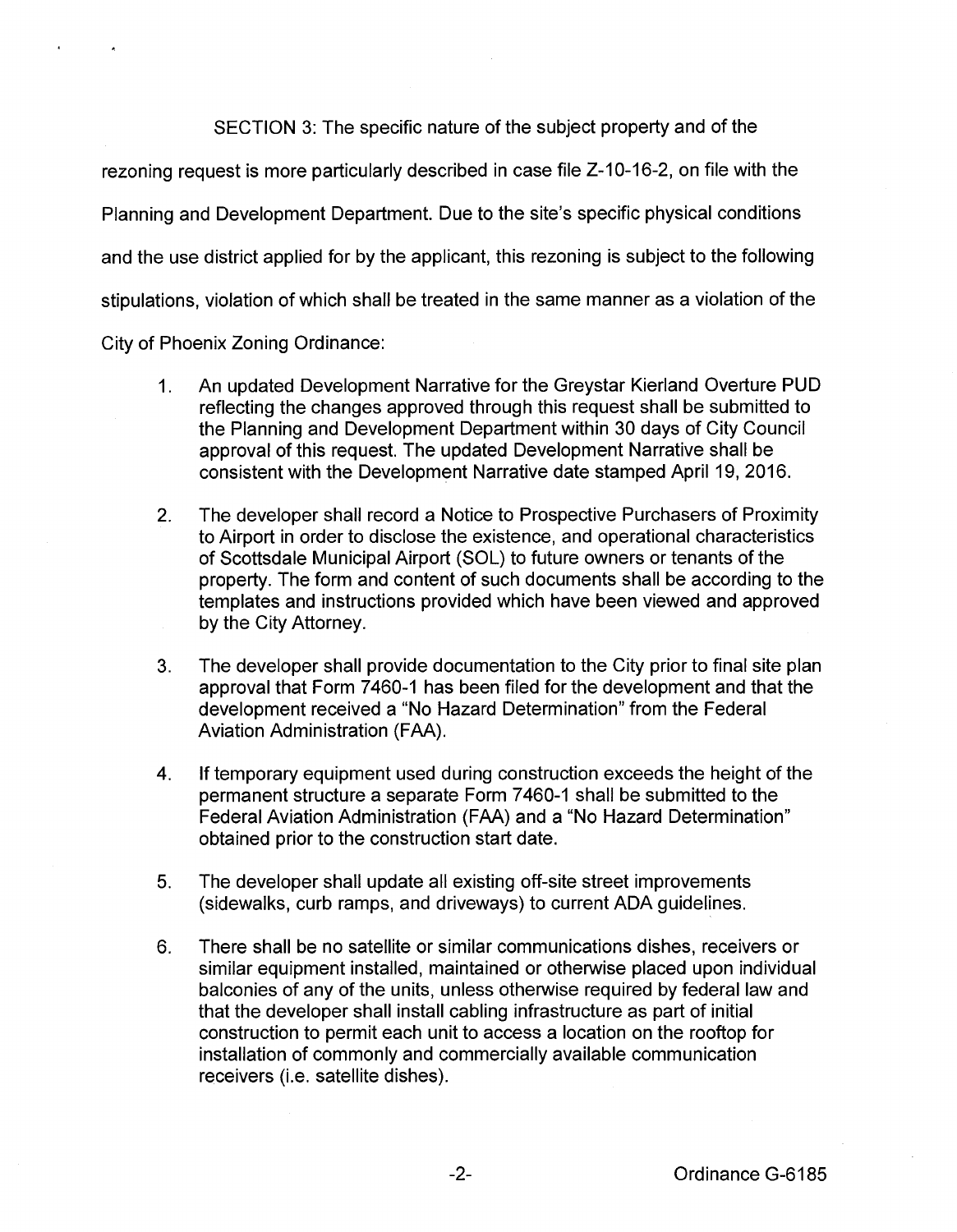SECTION 3: The specific nature of the subject property and of the rezoning request is more particularly described in case file Z-10-16-2, on file with the Planning and Development Department. Due to the site's specific physical conditions and the use district applied for by the applicant, this rezoning is subject to the following stipulations, violation of which shall be treated in the same manner as a violation of the City of Phoenix Zoning Ordinance:

1. An updated Development Narrative for the Greystar Kierland Overture PUD reflecting the changes approved through this request shall be submitted to the Planning and Development Department within 30 days of City Council approval of this request. The updated Development Narrative shall be consistent with the Development Narrative date stamped April 19, 2016.

2. The developer shall record a Notice to Prospective Purchasers of Proximity to Airport in order to disclose the existence, and operational characteristics of Scottsdale Municipal Airport (SOL) to future owners or tenants of the property. The form and content of such documents shall be according to the templates and instructions provided which have been viewed and approved by the City Attorney.

3. The developer shall provide documentation to the City prior to final site plan approval that Form 7460-1 has been filed for the development and that the development received a "No Hazard Determination" from the Federal Aviation Administration (FAA).

4. If temporary equipment used during construction exceeds the height of the permanent structure a separate Form 7460-1 shall be submitted to the Federal Aviation Administration (FAA) and a "No Hazard Determination" obtained prior to the construction start date.

5. The developer shall update all existing off-site street improvements (sidewalks, curb ramps, and driveways) to current ADA guidelines.

6. There shall be no satellite or similar communications dishes, receivers or similar equipment installed, maintained or otherwise placed upon individual balconies of any of the units, unless otherwise required by federal law and that the developer shall install cabling infrastructure as part of initial construction to permit each unit to access a location on the rooftop for installation of commonly and commercially available communication receivers (i.e. satellite dishes).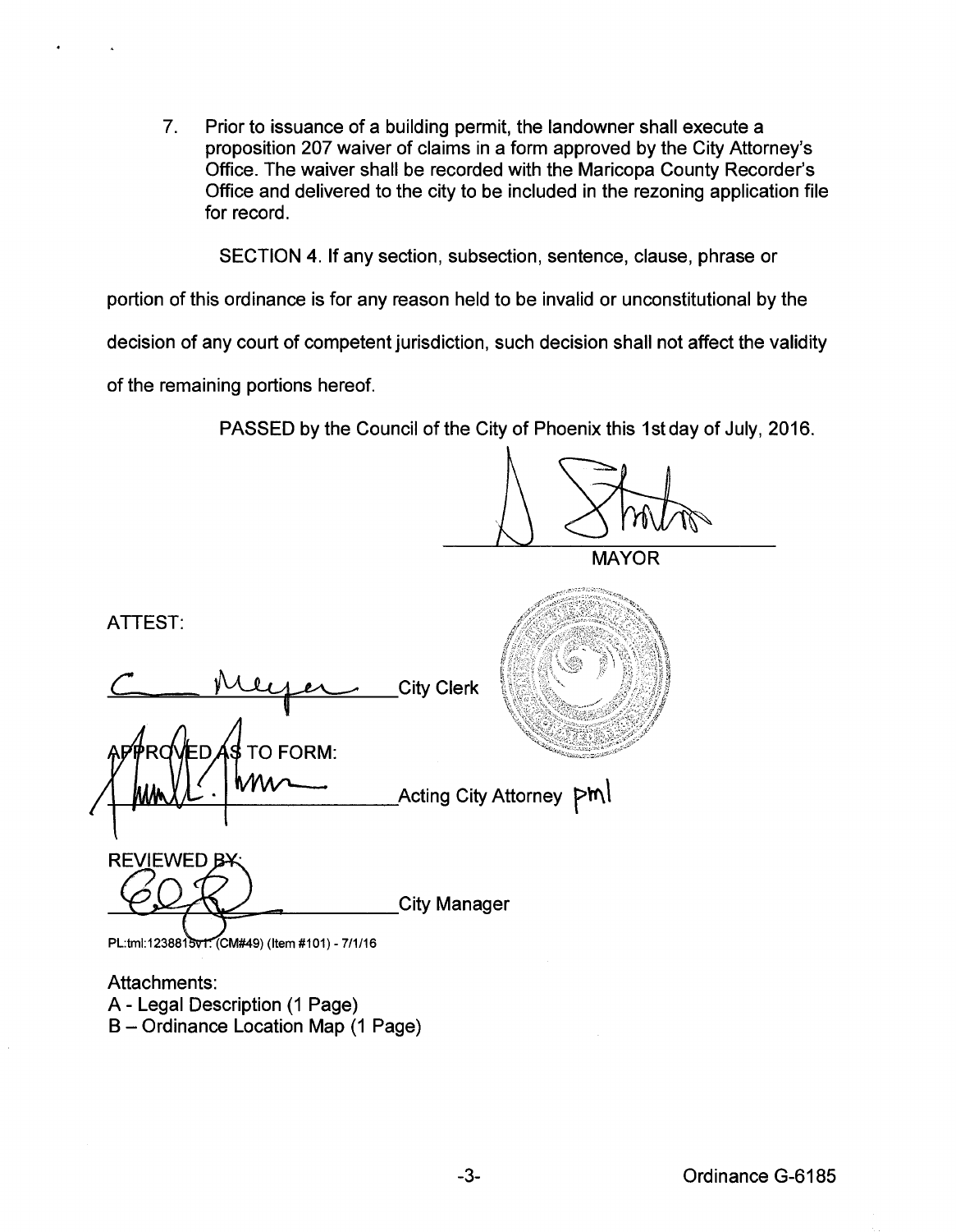7. Prior to issuance of a building permit, the landowner shall execute a proposition 207 waiver of claims in a form approved by the City Attorney's Office. The waiver shall be recorded with the Maricopa County Recorder's Office and delivered to the city to be included in the rezoning application file for record.

SECTION 4. If any section, subsection, sentence, clause, phrase or portion of this ordinance is for any reason held to be invalid or unconstitutional by the decision of any court of competent jurisdiction, such decision shall not affect the validity of the remaining portions hereof.

PASSED by the Council of the City of Phoenix this 1st day of July, 2016.

MAYOR

ATTEST:

City Clerk

APPROVED AS TO FORM:

Acting City Attorney pml

REVIEWED BY:

City Manager

PL:tml:1238815v1: (CM#49) (Item #101) - 7/1/16

Attachments:
A - Legal Description (1 Page)
B – Ordinance Location Map (1 Page)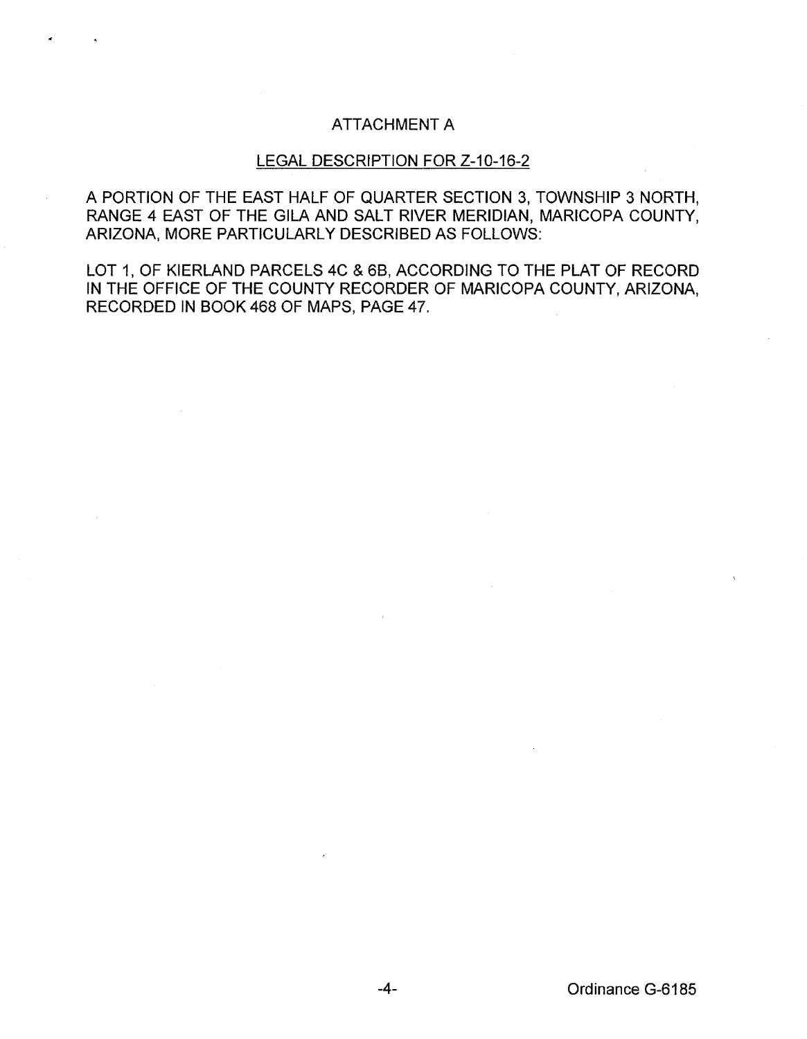# ATTACHMENT A

## LEGAL DESCRIPTION FOR Z-10-16-2

A PORTION OF THE EAST HALF OF QUARTER SECTION 3, TOWNSHIP 3 NORTH, RANGE 4 EAST OF THE GILA AND SALT RIVER MERIDIAN, MARICOPA COUNTY, ARIZONA, MORE PARTICULARLY DESCRIBED AS FOLLOWS:

LOT 1, OF KIERLAND PARCELS 4C & 6B, ACCORDING TO THE PLAT OF RECORD IN THE OFFICE OF THE COUNTY RECORDER OF MARICOPA COUNTY, ARIZONA, RECORDED IN BOOK 468 OF MAPS, PAGE 47.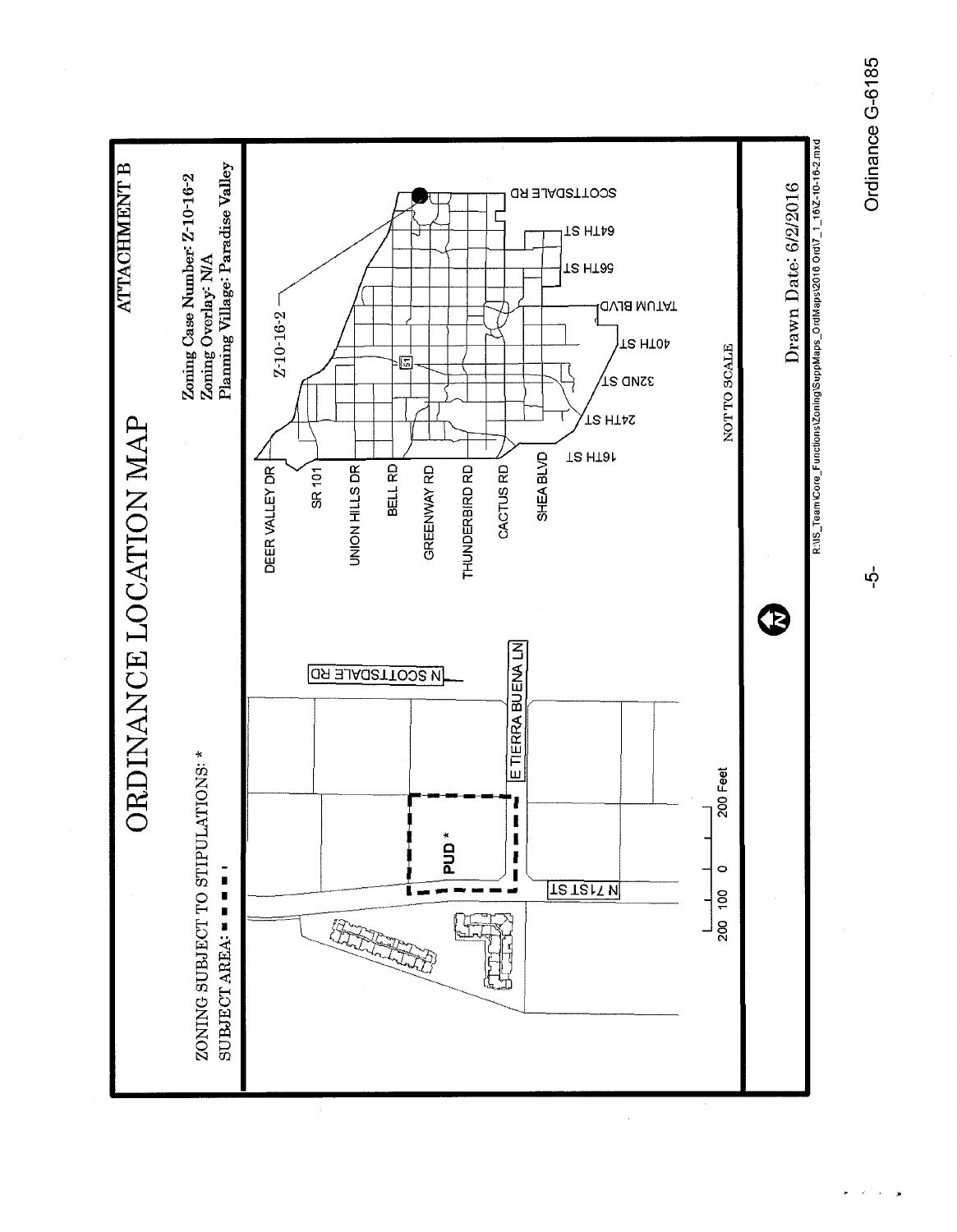# ORDINANCE LOCATION MAP

**ATTACHMENT B**

ZONING SUBJECT TO STIPULATIONS: *

SUBJECT AREA: ■ ■ ■ ■

Zoning Case Number: Z-10-16-2

Zoning Overlay: N/A

Planning Village: Paradise Valley

N SCOTTSDALE RD

E TIERRA BUENA LN

N 71ST ST

PUD *

200 100 0 200 Feet

DEER VALLEY DR

SR 101

UNION HILLS DR

BELL RD

GREENWAY RD

THUNDERBIRD RD

CACTUS RD

SHEA BLVD

16TH ST

24TH ST

32ND ST

40TH ST

TATUM BLVD

56TH ST

64TH ST

SCOTTSDALE RD

51

Z-10-16-2

NOT TO SCALE

Drawn Date: 6/2/2016

R:\IS_Team\Core_Functions\Zoning\SuppMaps_OrdMaps\2016 Ord\7_1_16\Z-10-16-2.mxd

Ordinance G-6185